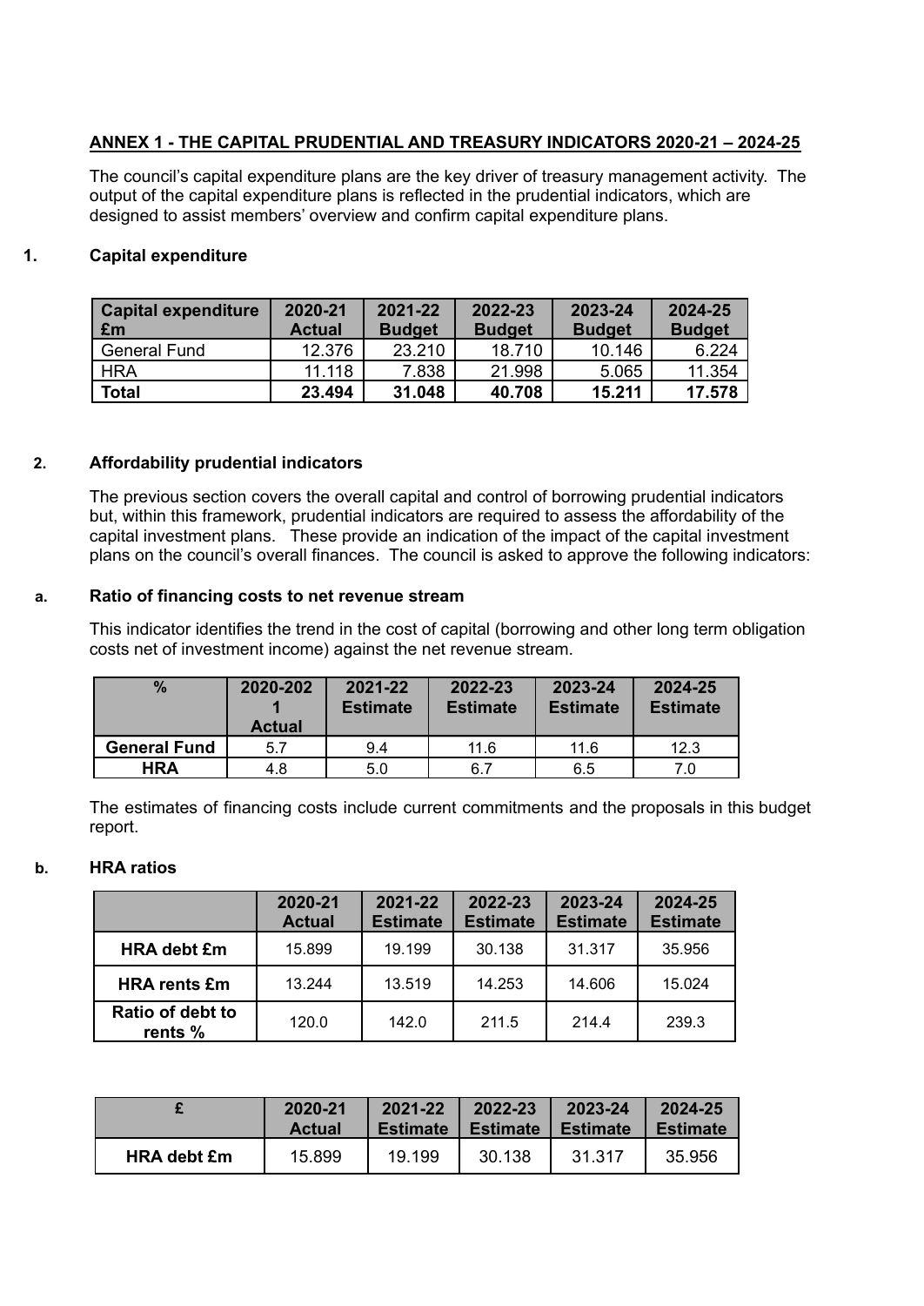## ANNEX 1 - THE CAPITAL PRUDENTIAL AND TREASURY INDICATORS 2020-21 – 2024-25

The council's capital expenditure plans are the key driver of treasury management activity. The output of the capital expenditure plans is reflected in the prudential indicators, which are designed to assist members' overview and confirm capital expenditure plans.

### 1. Capital expenditure

| Capital expenditure £m | 2020-21 Actual | 2021-22 Budget | 2022-23 Budget | 2023-24 Budget | 2024-25 Budget |
|---|---|---|---|---|---|
| General Fund | 12.376 | 23.210 | 18.710 | 10.146 | 6.224 |
| HRA | 11.118 | 7.838 | 21.998 | 5.065 | 11.354 |
| **Total** | **23.494** | **31.048** | **40.708** | **15.211** | **17.578** |

### 2. Affordability prudential indicators

The previous section covers the overall capital and control of borrowing prudential indicators but, within this framework, prudential indicators are required to assess the affordability of the capital investment plans. These provide an indication of the impact of the capital investment plans on the council's overall finances. The council is asked to approve the following indicators:

#### a. Ratio of financing costs to net revenue stream

This indicator identifies the trend in the cost of capital (borrowing and other long term obligation costs net of investment income) against the net revenue stream.

| % | 2020-2021 Actual | 2021-22 Estimate | 2022-23 Estimate | 2023-24 Estimate | 2024-25 Estimate |
|---|---|---|---|---|---|
| **General Fund** | 5.7 | 9.4 | 11.6 | 11.6 | 12.3 |
| **HRA** | 4.8 | 5.0 | 6.7 | 6.5 | 7.0 |

The estimates of financing costs include current commitments and the proposals in this budget report.

#### b. HRA ratios

| | 2020-21 Actual | 2021-22 Estimate | 2022-23 Estimate | 2023-24 Estimate | 2024-25 Estimate |
|---|---|---|---|---|---|
| **HRA debt £m** | 15.899 | 19.199 | 30.138 | 31.317 | 35.956 |
| **HRA rents £m** | 13.244 | 13.519 | 14.253 | 14.606 | 15.024 |
| **Ratio of debt to rents %** | 120.0 | 142.0 | 211.5 | 214.4 | 239.3 |

| £ | 2020-21 Actual | 2021-22 Estimate | 2022-23 Estimate | 2023-24 Estimate | 2024-25 Estimate |
|---|---|---|---|---|---|
| **HRA debt £m** | 15.899 | 19.199 | 30.138 | 31.317 | 35.956 |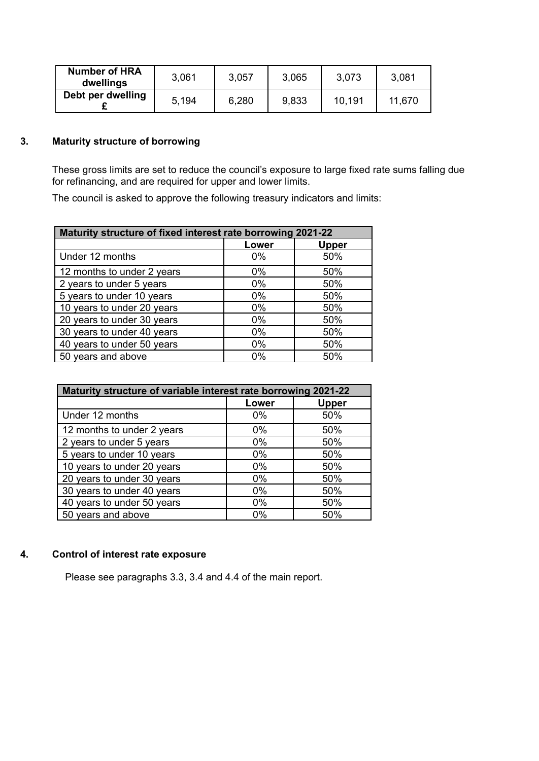| | | | | | |
|---|---|---|---|---|---|
| **Number of HRA dwellings** | 3,061 | 3,057 | 3,065 | 3,073 | 3,081 |
| **Debt per dwelling £** | 5,194 | 6,280 | 9,833 | 10,191 | 11,670 |

## 3. Maturity structure of borrowing

These gross limits are set to reduce the council's exposure to large fixed rate sums falling due for refinancing, and are required for upper and lower limits.

The council is asked to approve the following treasury indicators and limits:

| **Maturity structure of fixed interest rate borrowing 2021-22** | | |
|---|---|---|
| | **Lower** | **Upper** |
| Under 12 months | 0% | 50% |
| 12 months to under 2 years | 0% | 50% |
| 2 years to under 5 years | 0% | 50% |
| 5 years to under 10 years | 0% | 50% |
| 10 years to under 20 years | 0% | 50% |
| 20 years to under 30 years | 0% | 50% |
| 30 years to under 40 years | 0% | 50% |
| 40 years to under 50 years | 0% | 50% |
| 50 years and above | 0% | 50% |

| **Maturity structure of variable interest rate borrowing 2021-22** | | |
|---|---|---|
| | **Lower** | **Upper** |
| Under 12 months | 0% | 50% |
| 12 months to under 2 years | 0% | 50% |
| 2 years to under 5 years | 0% | 50% |
| 5 years to under 10 years | 0% | 50% |
| 10 years to under 20 years | 0% | 50% |
| 20 years to under 30 years | 0% | 50% |
| 30 years to under 40 years | 0% | 50% |
| 40 years to under 50 years | 0% | 50% |
| 50 years and above | 0% | 50% |

## 4. Control of interest rate exposure

Please see paragraphs 3.3, 3.4 and 4.4 of the main report.